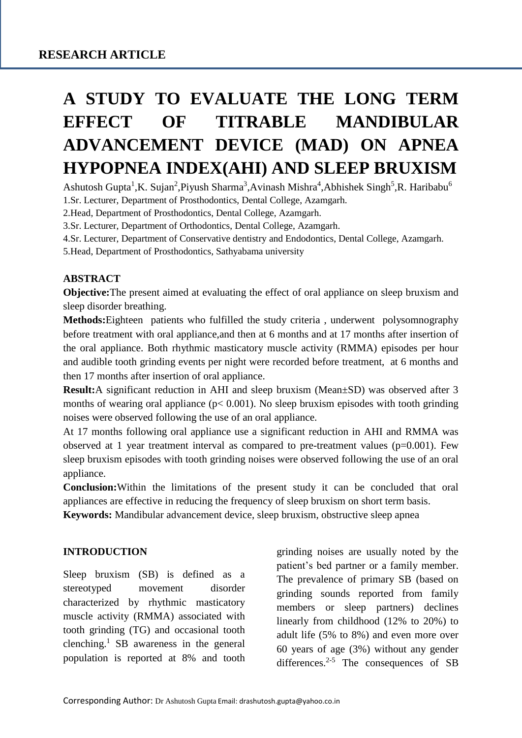**RESEARCH ARTICLE**

# A STUDY TO EVALUATE THE LONG TERM EFFECT OF TITRABLE MANDIBULAR ADVANCEMENT DEVICE (MAD) ON APNEA HYPOPNEA INDEX(AHI) AND SLEEP BRUXISM

Ashutosh Gupta[1],K. Sujan[2],Piyush Sharma[3],Avinash Mishra[4],Abhishek Singh[5],R. Haribabu[6]

1.Sr. Lecturer, Department of Prosthodontics, Dental College, Azamgarh.

2.Head, Department of Prosthodontics, Dental College, Azamgarh.

3.Sr. Lecturer, Department of Orthodontics, Dental College, Azamgarh.

4.Sr. Lecturer, Department of Conservative dentistry and Endodontics, Dental College, Azamgarh.

5.Head, Department of Prosthodontics, Sathyabama university

## ABSTRACT

**Objective:**The present aimed at evaluating the effect of oral appliance on sleep bruxism and sleep disorder breathing.

**Methods:**Eighteen patients who fulfilled the study criteria , underwent polysomnography before treatment with oral appliance,and then at 6 months and at 17 months after insertion of the oral appliance. Both rhythmic masticatory muscle activity (RMMA) episodes per hour and audible tooth grinding events per night were recorded before treatment, at 6 months and then 17 months after insertion of oral appliance.

**Result:**A significant reduction in AHI and sleep bruxism (Mean±SD) was observed after 3 months of wearing oral appliance ($p< 0.001$). No sleep bruxism episodes with tooth grinding noises were observed following the use of an oral appliance.

At 17 months following oral appliance use a significant reduction in AHI and RMMA was observed at 1 year treatment interval as compared to pre-treatment values ($p=0.001$). Few sleep bruxism episodes with tooth grinding noises were observed following the use of an oral appliance.

**Conclusion:**Within the limitations of the present study it can be concluded that oral appliances are effective in reducing the frequency of sleep bruxism on short term basis.

**Keywords:** Mandibular advancement device, sleep bruxism, obstructive sleep apnea

## INTRODUCTION

Sleep bruxism (SB) is defined as a stereotyped movement disorder characterized by rhythmic masticatory muscle activity (RMMA) associated with tooth grinding (TG) and occasional tooth clenching.[1] SB awareness in the general population is reported at 8% and tooth grinding noises are usually noted by the patient's bed partner or a family member. The prevalence of primary SB (based on grinding sounds reported from family members or sleep partners) declines linearly from childhood (12% to 20%) to adult life (5% to 8%) and even more over 60 years of age (3%) without any gender differences.[2-5] The consequences of SB

Corresponding Author: Dr Ashutosh Gupta Email: drashutosh.gupta@yahoo.co.in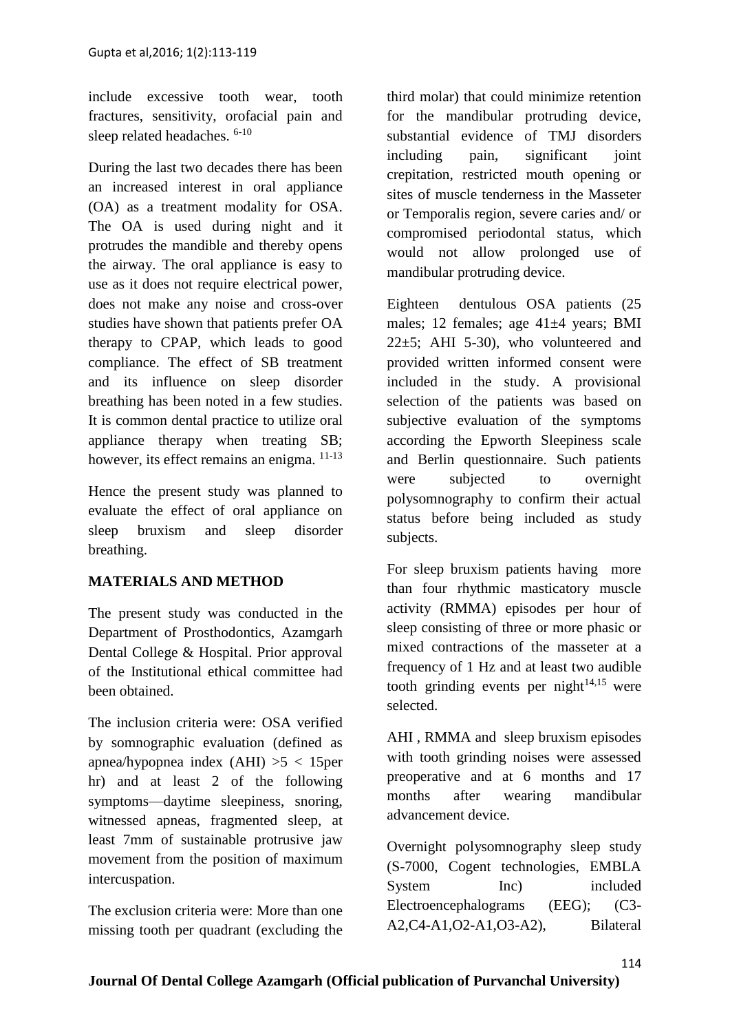include excessive tooth wear, tooth fractures, sensitivity, orofacial pain and sleep related headaches. [6-10]

During the last two decades there has been an increased interest in oral appliance (OA) as a treatment modality for OSA. The OA is used during night and it protrudes the mandible and thereby opens the airway. The oral appliance is easy to use as it does not require electrical power, does not make any noise and cross-over studies have shown that patients prefer OA therapy to CPAP, which leads to good compliance. The effect of SB treatment and its influence on sleep disorder breathing has been noted in a few studies. It is common dental practice to utilize oral appliance therapy when treating SB; however, its effect remains an enigma. [11-13]

Hence the present study was planned to evaluate the effect of oral appliance on sleep bruxism and sleep disorder breathing.

## MATERIALS AND METHOD

The present study was conducted in the Department of Prosthodontics, Azamgarh Dental College & Hospital. Prior approval of the Institutional ethical committee had been obtained.

The inclusion criteria were: OSA verified by somnographic evaluation (defined as apnea/hypopnea index (AHI) >5 < 15per hr) and at least 2 of the following symptoms—daytime sleepiness, snoring, witnessed apneas, fragmented sleep, at least 7mm of sustainable protrusive jaw movement from the position of maximum intercuspation.

The exclusion criteria were: More than one missing tooth per quadrant (excluding the third molar) that could minimize retention for the mandibular protruding device, substantial evidence of TMJ disorders including pain, significant joint crepitation, restricted mouth opening or sites of muscle tenderness in the Masseter or Temporalis region, severe caries and/ or compromised periodontal status, which would not allow prolonged use of mandibular protruding device.

Eighteen dentulous OSA patients (25 males; 12 females; age 41±4 years; BMI 22±5; AHI 5-30), who volunteered and provided written informed consent were included in the study. A provisional selection of the patients was based on subjective evaluation of the symptoms according the Epworth Sleepiness scale and Berlin questionnaire. Such patients were subjected to overnight polysomnography to confirm their actual status before being included as study subjects.

For sleep bruxism patients having more than four rhythmic masticatory muscle activity (RMMA) episodes per hour of sleep consisting of three or more phasic or mixed contractions of the masseter at a frequency of 1 Hz and at least two audible tooth grinding events per night[14,15] were selected.

AHI , RMMA and sleep bruxism episodes with tooth grinding noises were assessed preoperative and at 6 months and 17 months after wearing mandibular advancement device.

Overnight polysomnography sleep study (S-7000, Cogent technologies, EMBLA System Inc) included Electroencephalograms (EEG); (C3-A2,C4-A1,O2-A1,O3-A2), Bilateral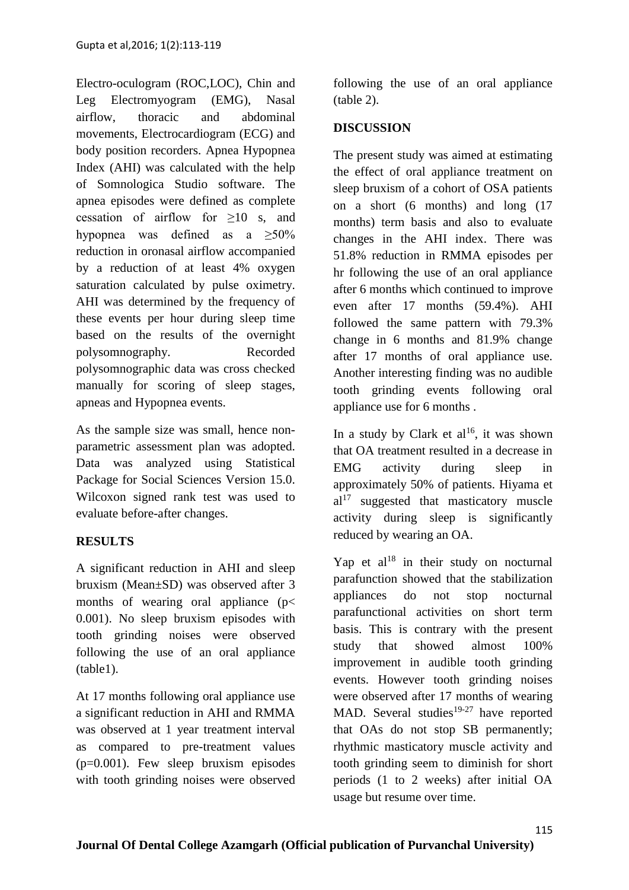Electro-oculogram (ROC,LOC), Chin and Leg Electromyogram (EMG), Nasal airflow, thoracic and abdominal movements, Electrocardiogram (ECG) and body position recorders. Apnea Hypopnea Index (AHI) was calculated with the help of Somnologica Studio software. The apnea episodes were defined as complete cessation of airflow for $\geq$10 s, and hypopnea was defined as a $\geq$50% reduction in oronasal airflow accompanied by a reduction of at least 4% oxygen saturation calculated by pulse oximetry. AHI was determined by the frequency of these events per hour during sleep time based on the results of the overnight polysomnography. Recorded polysomnographic data was cross checked manually for scoring of sleep stages, apneas and Hypopnea events.

As the sample size was small, hence non-parametric assessment plan was adopted. Data was analyzed using Statistical Package for Social Sciences Version 15.0. Wilcoxon signed rank test was used to evaluate before-after changes.

**RESULTS**

A significant reduction in AHI and sleep bruxism (Mean±SD) was observed after 3 months of wearing oral appliance ($p< 0.001$). No sleep bruxism episodes with tooth grinding noises were observed following the use of an oral appliance (table1).

At 17 months following oral appliance use a significant reduction in AHI and RMMA was observed at 1 year treatment interval as compared to pre-treatment values ($p=0.001$). Few sleep bruxism episodes with tooth grinding noises were observed following the use of an oral appliance (table 2).

**DISCUSSION**

The present study was aimed at estimating the effect of oral appliance treatment on sleep bruxism of a cohort of OSA patients on a short (6 months) and long (17 months) term basis and also to evaluate changes in the AHI index. There was 51.8% reduction in RMMA episodes per hr following the use of an oral appliance after 6 months which continued to improve even after 17 months (59.4%). AHI followed the same pattern with 79.3% change in 6 months and 81.9% change after 17 months of oral appliance use. Another interesting finding was no audible tooth grinding events following oral appliance use for 6 months .

In a study by Clark et al[16], it was shown that OA treatment resulted in a decrease in EMG activity during sleep in approximately 50% of patients. Hiyama et al[17] suggested that masticatory muscle activity during sleep is significantly reduced by wearing an OA.

Yap et al[18] in their study on nocturnal parafunction showed that the stabilization appliances do not stop nocturnal parafunctional activities on short term basis. This is contrary with the present study that showed almost 100% improvement in audible tooth grinding events. However tooth grinding noises were observed after 17 months of wearing MAD. Several studies[19-27] have reported that OAs do not stop SB permanently; rhythmic masticatory muscle activity and tooth grinding seem to diminish for short periods (1 to 2 weeks) after initial OA usage but resume over time.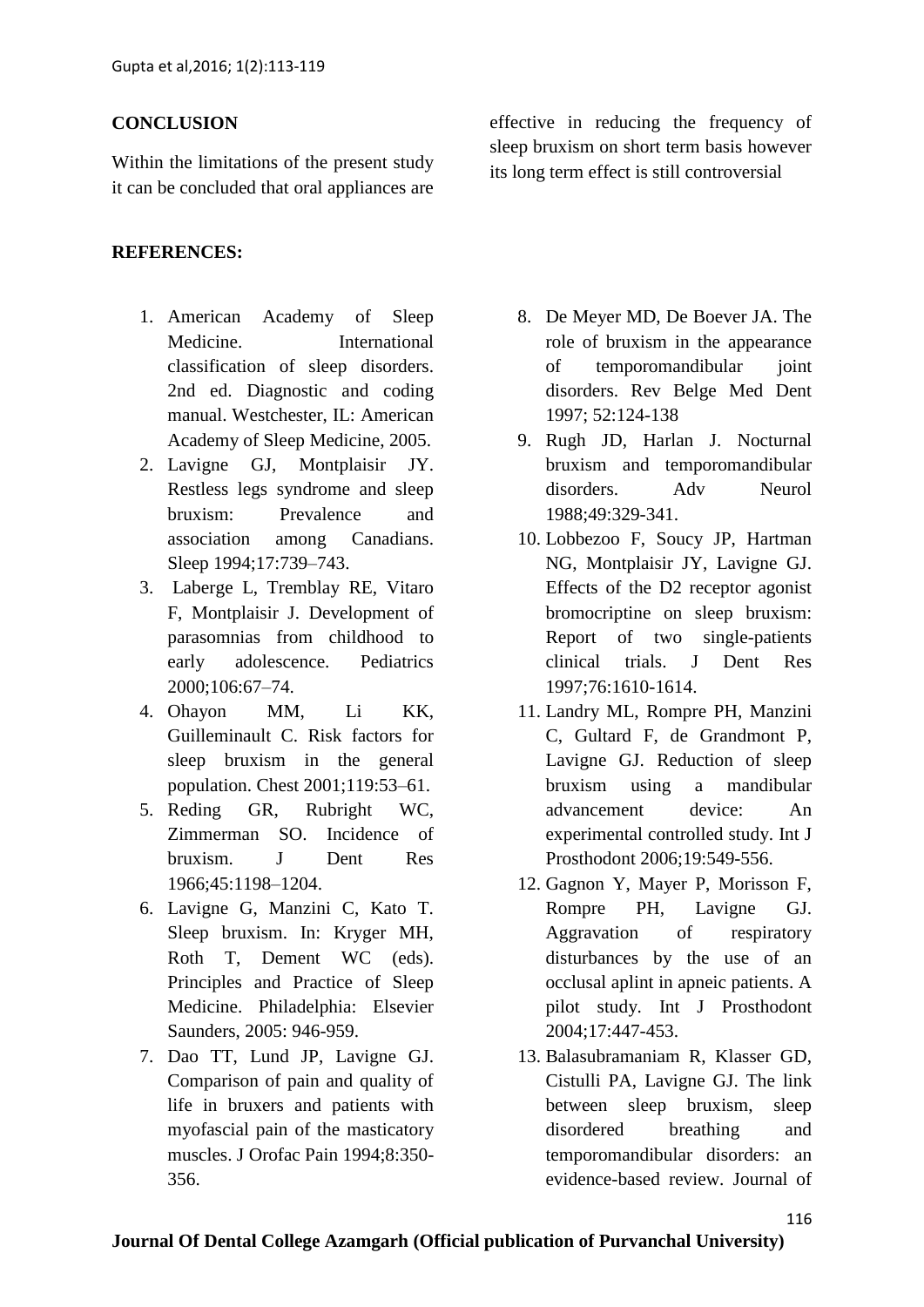**CONCLUSION**

Within the limitations of the present study it can be concluded that oral appliances are effective in reducing the frequency of sleep bruxism on short term basis however its long term effect is still controversial

**REFERENCES:**

1. American Academy of Sleep Medicine. International classification of sleep disorders. 2nd ed. Diagnostic and coding manual. Westchester, IL: American Academy of Sleep Medicine, 2005.
2. Lavigne GJ, Montplaisir JY. Restless legs syndrome and sleep bruxism: Prevalence and association among Canadians. Sleep 1994;17:739–743.
3. Laberge L, Tremblay RE, Vitaro F, Montplaisir J. Development of parasomnias from childhood to early adolescence. Pediatrics 2000;106:67–74.
4. Ohayon MM, Li KK, Guilleminault C. Risk factors for sleep bruxism in the general population. Chest 2001;119:53–61.
5. Reding GR, Rubright WC, Zimmerman SO. Incidence of bruxism. J Dent Res 1966;45:1198–1204.
6. Lavigne G, Manzini C, Kato T. Sleep bruxism. In: Kryger MH, Roth T, Dement WC (eds). Principles and Practice of Sleep Medicine. Philadelphia: Elsevier Saunders, 2005: 946-959.
7. Dao TT, Lund JP, Lavigne GJ. Comparison of pain and quality of life in bruxers and patients with myofascial pain of the masticatory muscles. J Orofac Pain 1994;8:350-356.
8. De Meyer MD, De Boever JA. The role of bruxism in the appearance of temporomandibular joint disorders. Rev Belge Med Dent 1997; 52:124-138
9. Rugh JD, Harlan J. Nocturnal bruxism and temporomandibular disorders. Adv Neurol 1988;49:329-341.
10. Lobbezoo F, Soucy JP, Hartman NG, Montplaisir JY, Lavigne GJ. Effects of the D2 receptor agonist bromocriptine on sleep bruxism: Report of two single-patients clinical trials. J Dent Res 1997;76:1610-1614.
11. Landry ML, Rompre PH, Manzini C, Gultard F, de Grandmont P, Lavigne GJ. Reduction of sleep bruxism using a mandibular advancement device: An experimental controlled study. Int J Prosthodont 2006;19:549-556.
12. Gagnon Y, Mayer P, Morisson F, Rompre PH, Lavigne GJ. Aggravation of respiratory disturbances by the use of an occlusal aplint in apneic patients. A pilot study. Int J Prosthodont 2004;17:447-453.
13. Balasubramaniam R, Klasser GD, Cistulli PA, Lavigne GJ. The link between sleep bruxism, sleep disordered breathing and temporomandibular disorders: an evidence-based review. Journal of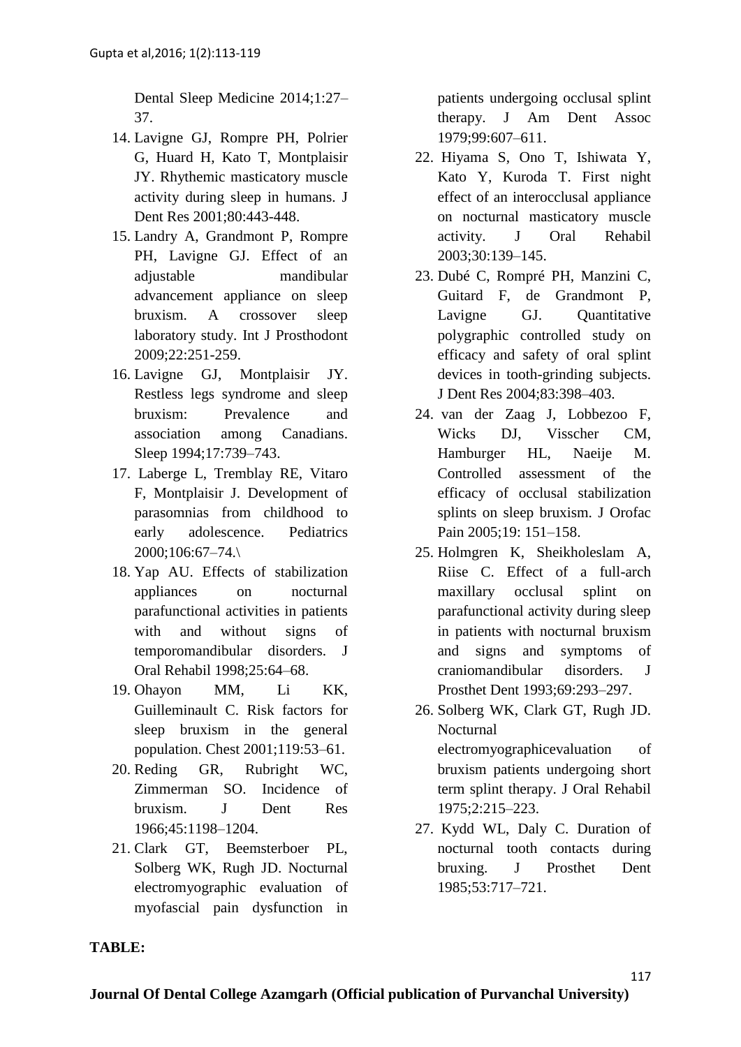Dental Sleep Medicine 2014;1:27–37.

14. Lavigne GJ, Rompre PH, Polrier G, Huard H, Kato T, Montplaisir JY. Rhythemic masticatory muscle activity during sleep in humans. J Dent Res 2001;80:443-448.
15. Landry A, Grandmont P, Rompre PH, Lavigne GJ. Effect of an adjustable mandibular advancement appliance on sleep bruxism. A crossover sleep laboratory study. Int J Prosthodont 2009;22:251-259.
16. Lavigne GJ, Montplaisir JY. Restless legs syndrome and sleep bruxism: Prevalence and association among Canadians. Sleep 1994;17:739–743.
17. Laberge L, Tremblay RE, Vitaro F, Montplaisir J. Development of parasomnias from childhood to early adolescence. Pediatrics 2000;106:67–74.\
18. Yap AU. Effects of stabilization appliances on nocturnal parafunctional activities in patients with and without signs of temporomandibular disorders. J Oral Rehabil 1998;25:64–68.
19. Ohayon MM, Li KK, Guilleminault C. Risk factors for sleep bruxism in the general population. Chest 2001;119:53–61.
20. Reding GR, Rubright WC, Zimmerman SO. Incidence of bruxism. J Dent Res 1966;45:1198–1204.
21. Clark GT, Beemsterboer PL, Solberg WK, Rugh JD. Nocturnal electromyographic evaluation of myofascial pain dysfunction in patients undergoing occlusal splint therapy. J Am Dent Assoc 1979;99:607–611.
22. Hiyama S, Ono T, Ishiwata Y, Kato Y, Kuroda T. First night effect of an interocclusal appliance on nocturnal masticatory muscle activity. J Oral Rehabil 2003;30:139–145.
23. Dubé C, Rompré PH, Manzini C, Guitard F, de Grandmont P, Lavigne GJ. Quantitative polygraphic controlled study on efficacy and safety of oral splint devices in tooth-grinding subjects. J Dent Res 2004;83:398–403.
24. van der Zaag J, Lobbezoo F, Wicks DJ, Visscher CM, Hamburger HL, Naeije M. Controlled assessment of the efficacy of occlusal stabilization splints on sleep bruxism. J Orofac Pain 2005;19: 151–158.
25. Holmgren K, Sheikholeslam A, Riise C. Effect of a full-arch maxillary occlusal splint on parafunctional activity during sleep in patients with nocturnal bruxism and signs and symptoms of craniomandibular disorders. J Prosthet Dent 1993;69:293–297.
26. Solberg WK, Clark GT, Rugh JD. Nocturnal electromyographicevaluation of bruxism patients undergoing short term splint therapy. J Oral Rehabil 1975;2:215–223.
27. Kydd WL, Daly C. Duration of nocturnal tooth contacts during bruxing. J Prosthet Dent 1985;53:717–721.

**TABLE:**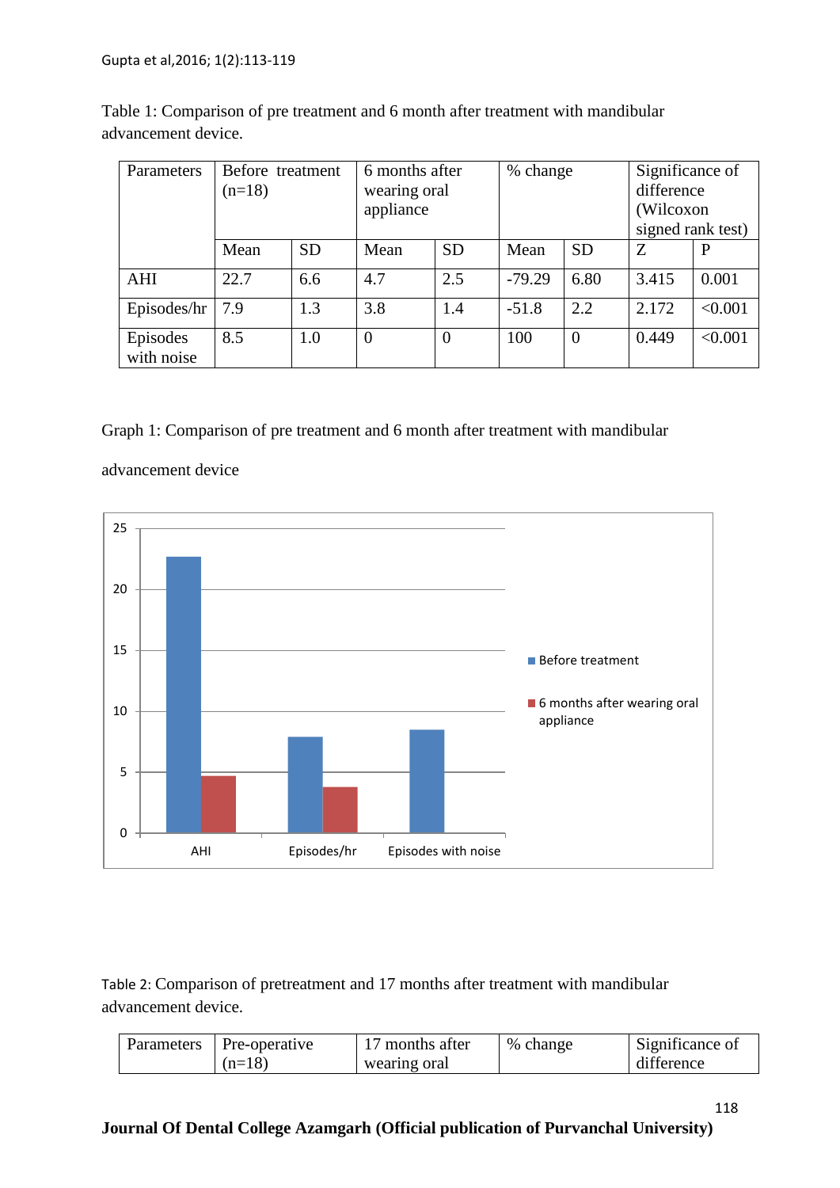Table 1: Comparison of pre treatment and 6 month after treatment with mandibular advancement device.

| Parameters | Before treatment (n=18) | | 6 months after wearing oral appliance | | % change | | Significance of difference (Wilcoxon signed rank test) | |
|---|---|---|---|---|---|---|---|---|
| | Mean | SD | Mean | SD | Mean | SD | Z | P |
| AHI | 22.7 | 6.6 | 4.7 | 2.5 | -79.29 | 6.80 | 3.415 | 0.001 |
| Episodes/hr | 7.9 | 1.3 | 3.8 | 1.4 | -51.8 | 2.2 | 2.172 | <0.001 |
| Episodes with noise | 8.5 | 1.0 | 0 | 0 | 100 | 0 | 0.449 | <0.001 |

Graph 1: Comparison of pre treatment and 6 month after treatment with mandibular advancement device

25
20
15
10
5
0
AHI
Episodes/hr
Episodes with noise
Before treatment
6 months after wearing oral appliance

Table 2: Comparison of pretreatment and 17 months after treatment with mandibular advancement device.

| Parameters | Pre-operative (n=18) | 17 months after wearing oral | % change | Significance of difference |
|---|---|---|---|---|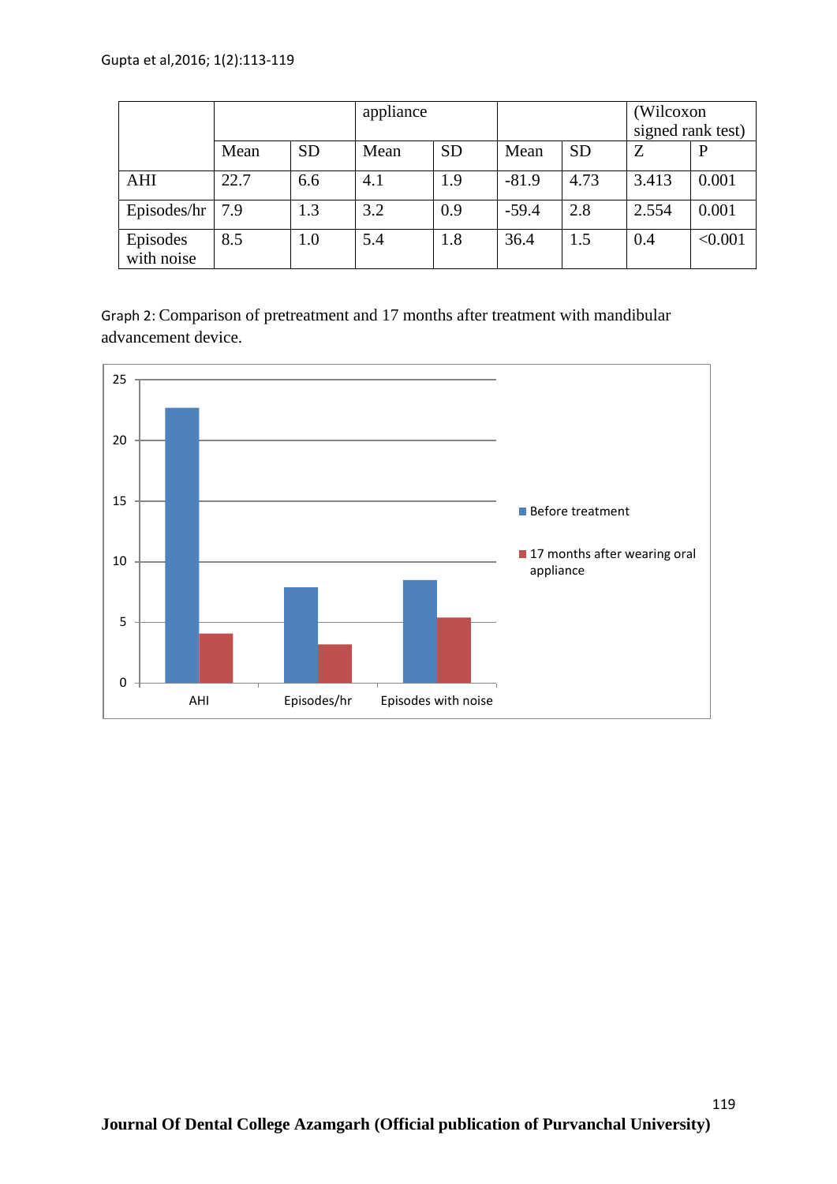| | | | appliance | | | | (Wilcoxon signed rank test) | |
|---|---|---|---|---|---|---|---|---|
| | Mean | SD | Mean | SD | Mean | SD | Z | P |
| AHI | 22.7 | 6.6 | 4.1 | 1.9 | -81.9 | 4.73 | 3.413 | 0.001 |
| Episodes/hr | 7.9 | 1.3 | 3.2 | 0.9 | -59.4 | 2.8 | 2.554 | 0.001 |
| Episodes with noise | 8.5 | 1.0 | 5.4 | 1.8 | 36.4 | 1.5 | 0.4 | <0.001 |

Graph 2: Comparison of pretreatment and 17 months after treatment with mandibular advancement device.

25
20
15
10
5
0

AHI
Episodes/hr
Episodes with noise

Before treatment
17 months after wearing oral appliance